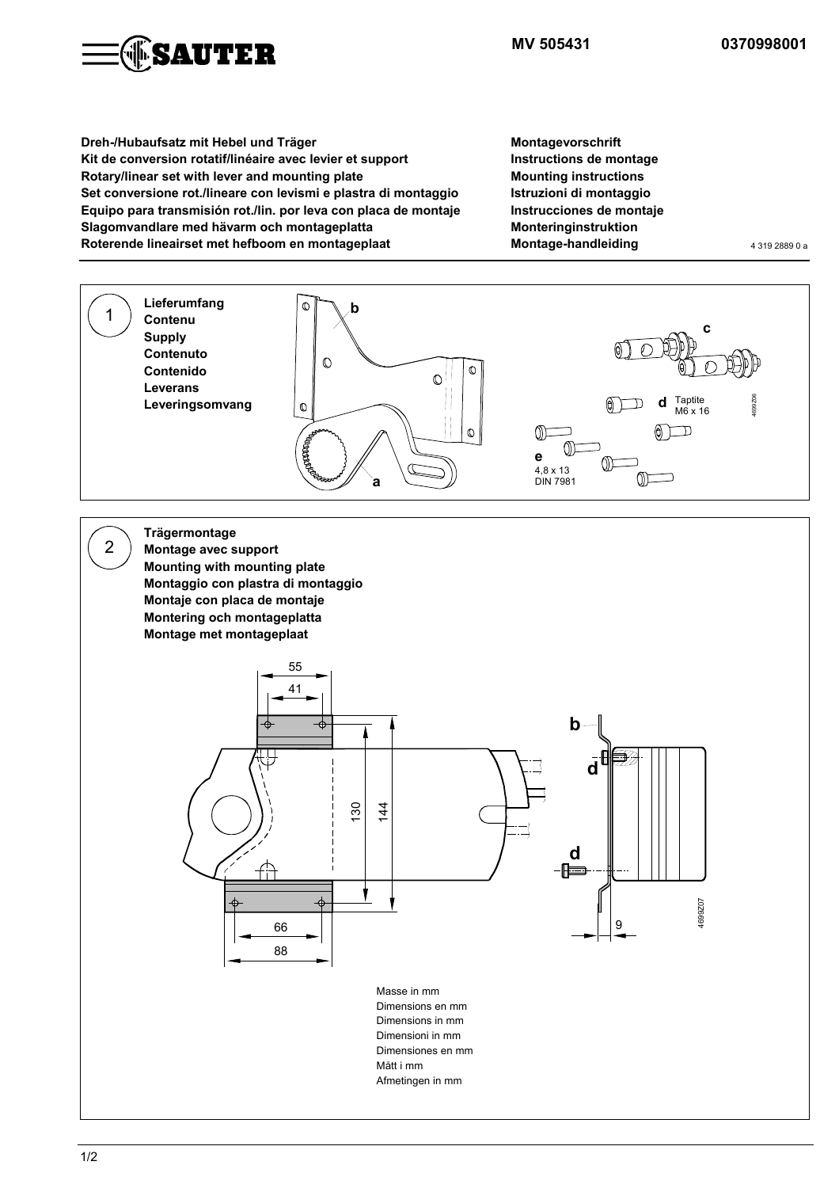**MV 505431** **0370998001**

**Dreh-/Hubaufsatz mit Hebel und Träger** — **Montagevorschrift**
**Kit de conversion rotatif/linéaire avec levier et support** — **Instructions de montage**
**Rotary/linear set with lever and mounting plate** — **Mounting instructions**
**Set conversione rot./lineare con levismi e plastra di montaggio** — **Istruzioni di montaggio**
**Equipo para transmisión rot./lin. por leva con placa de montaje** — **Instrucciones de montaje**
**Slagomvandlare med hävarm och montageplatta** — **Monteringinstruktion**
**Roterende lineairset met hefboom en montageplaat** — **Montage-handleiding**

4 319 2889 0 a

## 1

**Lieferumfang**
**Contenu**
**Supply**
**Contenuto**
**Contenido**
**Leverans**
**Leveringsomvang**

a
b
c
d Taptite M6 x 16
e 4,8 x 13 DIN 7981

4699Z06

## 2

**Trägermontage**
**Montage avec support**
**Mounting with mounting plate**
**Montaggio con plastra di montaggio**
**Montaje con placa de montaje**
**Montering och montageplatta**
**Montage met montageplaat**

55, 41, 130, 144, 66, 88, 9
b, d, d

4699Z07

Masse in mm
Dimensions en mm
Dimensions in mm
Dimensioni in mm
Dimensiones en mm
Mått i mm
Afmetingen in mm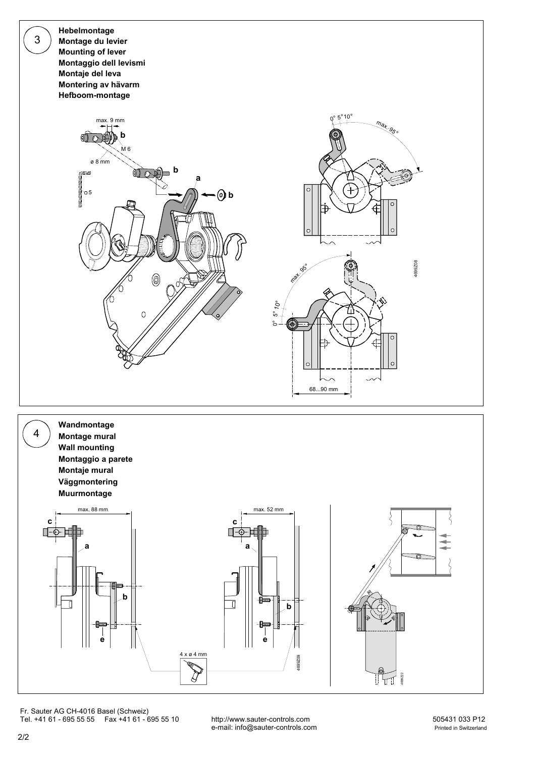3

**Hebelmontage**
**Montage du levier**
**Mounting of lever**
**Montaggio dell levismi**
**Montaje del leva**
**Montering av hävarm**
**Hefboom-montage**

max. 9 mm

M 6

ø 8 mm

5

a

b

0° 5° 10°

max. 95°

68...90 mm

4699Z08

4

**Wandmontage**
**Montage mural**
**Wall mounting**
**Montaggio a parete**
**Montaje mural**
**Väggmontering**
**Muurmontage**

max. 88 mm

max. 52 mm

c

a

b

e

4 x ø 4 mm

4699Z09

4699Z12

Fr. Sauter AG CH-4016 Basel (Schweiz)
Tel. +41 61 - 695 55 55 Fax +41 61 - 695 55 10

http://www.sauter-controls.com
e-mail: info@sauter-controls.com

505431 033 P12
Printed in Switzerland